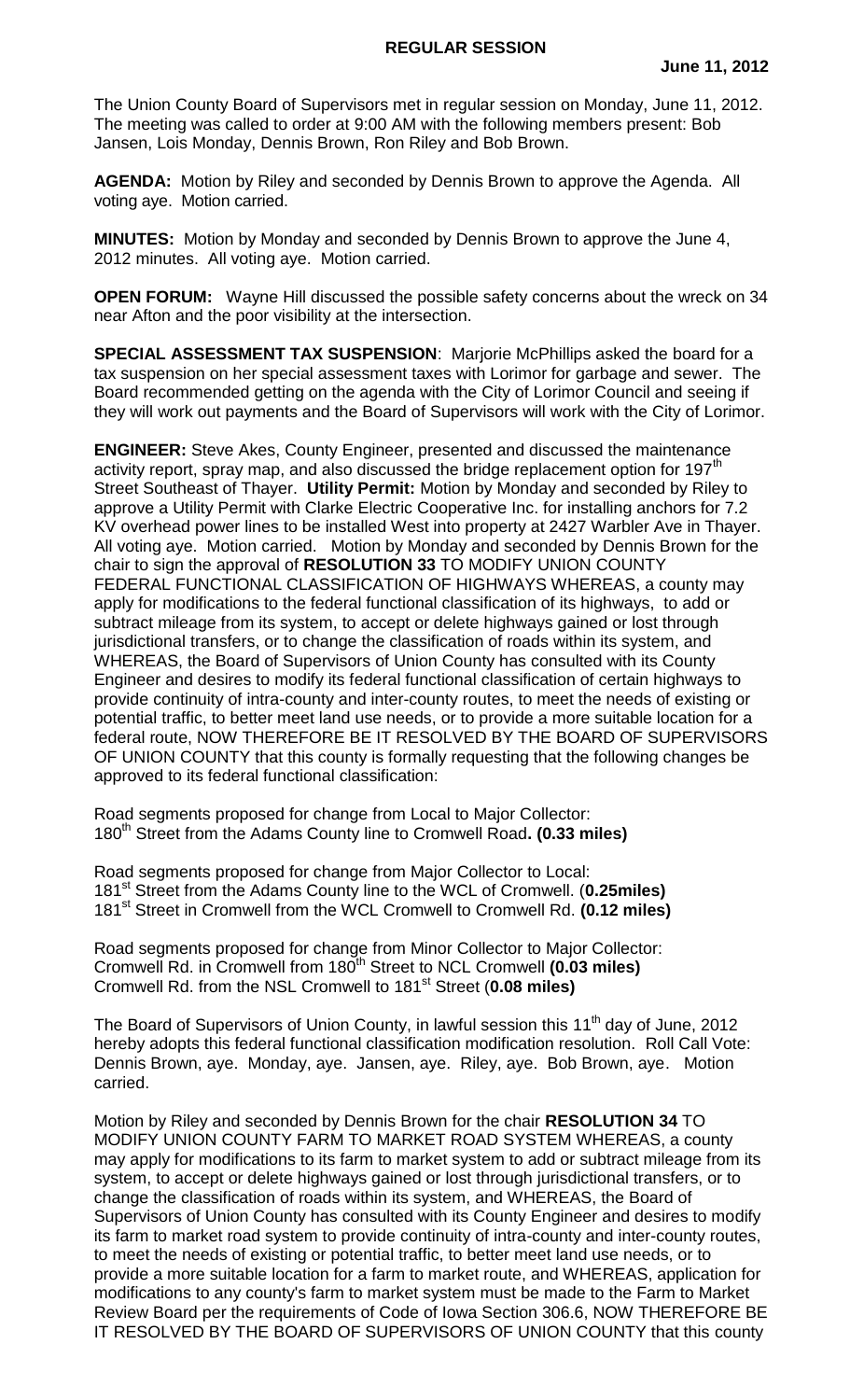**REGULAR SESSION**

**June 11, 2012**

The Union County Board of Supervisors met in regular session on Monday, June 11, 2012. The meeting was called to order at 9:00 AM with the following members present: Bob Jansen, Lois Monday, Dennis Brown, Ron Riley and Bob Brown.

**AGENDA:** Motion by Riley and seconded by Dennis Brown to approve the Agenda. All voting aye. Motion carried.

**MINUTES:** Motion by Monday and seconded by Dennis Brown to approve the June 4, 2012 minutes. All voting aye. Motion carried.

**OPEN FORUM:** Wayne Hill discussed the possible safety concerns about the wreck on 34 near Afton and the poor visibility at the intersection.

**SPECIAL ASSESSMENT TAX SUSPENSION**: Marjorie McPhillips asked the board for a tax suspension on her special assessment taxes with Lorimor for garbage and sewer. The Board recommended getting on the agenda with the City of Lorimor Council and seeing if they will work out payments and the Board of Supervisors will work with the City of Lorimor.

**ENGINEER:** Steve Akes, County Engineer, presented and discussed the maintenance activity report, spray map, and also discussed the bridge replacement option for 197th Street Southeast of Thayer. **Utility Permit:** Motion by Monday and seconded by Riley to approve a Utility Permit with Clarke Electric Cooperative Inc. for installing anchors for 7.2 KV overhead power lines to be installed West into property at 2427 Warbler Ave in Thayer. All voting aye. Motion carried. Motion by Monday and seconded by Dennis Brown for the chair to sign the approval of **RESOLUTION 33** TO MODIFY UNION COUNTY FEDERAL FUNCTIONAL CLASSIFICATION OF HIGHWAYS WHEREAS, a county may apply for modifications to the federal functional classification of its highways, to add or subtract mileage from its system, to accept or delete highways gained or lost through jurisdictional transfers, or to change the classification of roads within its system, and WHEREAS, the Board of Supervisors of Union County has consulted with its County Engineer and desires to modify its federal functional classification of certain highways to provide continuity of intra-county and inter-county routes, to meet the needs of existing or potential traffic, to better meet land use needs, or to provide a more suitable location for a federal route, NOW THEREFORE BE IT RESOLVED BY THE BOARD OF SUPERVISORS OF UNION COUNTY that this county is formally requesting that the following changes be approved to its federal functional classification:

Road segments proposed for change from Local to Major Collector:
180th Street from the Adams County line to Cromwell Road**. (0.33 miles)**

Road segments proposed for change from Major Collector to Local:
181st Street from the Adams County line to the WCL of Cromwell. (**0.25miles)**
181st Street in Cromwell from the WCL Cromwell to Cromwell Rd. **(0.12 miles)**

Road segments proposed for change from Minor Collector to Major Collector:
Cromwell Rd. in Cromwell from 180th Street to NCL Cromwell **(0.03 miles)**
Cromwell Rd. from the NSL Cromwell to 181st Street (**0.08 miles)**

The Board of Supervisors of Union County, in lawful session this 11th day of June, 2012 hereby adopts this federal functional classification modification resolution. Roll Call Vote: Dennis Brown, aye. Monday, aye. Jansen, aye. Riley, aye. Bob Brown, aye. Motion carried.

Motion by Riley and seconded by Dennis Brown for the chair **RESOLUTION 34** TO MODIFY UNION COUNTY FARM TO MARKET ROAD SYSTEM WHEREAS, a county may apply for modifications to its farm to market system to add or subtract mileage from its system, to accept or delete highways gained or lost through jurisdictional transfers, or to change the classification of roads within its system, and WHEREAS, the Board of Supervisors of Union County has consulted with its County Engineer and desires to modify its farm to market road system to provide continuity of intra-county and inter-county routes, to meet the needs of existing or potential traffic, to better meet land use needs, or to provide a more suitable location for a farm to market route, and WHEREAS, application for modifications to any county's farm to market system must be made to the Farm to Market Review Board per the requirements of Code of Iowa Section 306.6, NOW THEREFORE BE IT RESOLVED BY THE BOARD OF SUPERVISORS OF UNION COUNTY that this county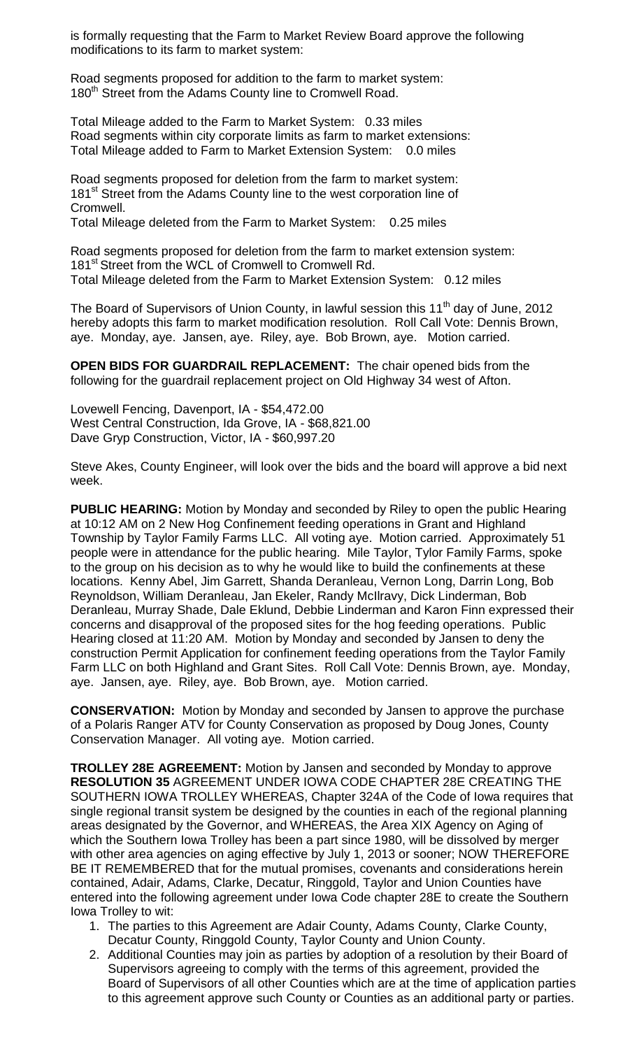is formally requesting that the Farm to Market Review Board approve the following modifications to its farm to market system:

Road segments proposed for addition to the farm to market system:
180th Street from the Adams County line to Cromwell Road.

Total Mileage added to the Farm to Market System: 0.33 miles
Road segments within city corporate limits as farm to market extensions:
Total Mileage added to Farm to Market Extension System: 0.0 miles

Road segments proposed for deletion from the farm to market system:
181st Street from the Adams County line to the west corporation line of Cromwell.
Total Mileage deleted from the Farm to Market System: 0.25 miles

Road segments proposed for deletion from the farm to market extension system:
181st Street from the WCL of Cromwell to Cromwell Rd.
Total Mileage deleted from the Farm to Market Extension System: 0.12 miles

The Board of Supervisors of Union County, in lawful session this 11th day of June, 2012 hereby adopts this farm to market modification resolution. Roll Call Vote: Dennis Brown, aye. Monday, aye. Jansen, aye. Riley, aye. Bob Brown, aye. Motion carried.

**OPEN BIDS FOR GUARDRAIL REPLACEMENT:** The chair opened bids from the following for the guardrail replacement project on Old Highway 34 west of Afton.

Lovewell Fencing, Davenport, IA - $54,472.00
West Central Construction, Ida Grove, IA - $68,821.00
Dave Gryp Construction, Victor, IA - $60,997.20

Steve Akes, County Engineer, will look over the bids and the board will approve a bid next week.

**PUBLIC HEARING:** Motion by Monday and seconded by Riley to open the public Hearing at 10:12 AM on 2 New Hog Confinement feeding operations in Grant and Highland Township by Taylor Family Farms LLC. All voting aye. Motion carried. Approximately 51 people were in attendance for the public hearing. Mile Taylor, Tylor Family Farms, spoke to the group on his decision as to why he would like to build the confinements at these locations. Kenny Abel, Jim Garrett, Shanda Deranleau, Vernon Long, Darrin Long, Bob Reynoldson, William Deranleau, Jan Ekeler, Randy McIlravy, Dick Linderman, Bob Deranleau, Murray Shade, Dale Eklund, Debbie Linderman and Karon Finn expressed their concerns and disapproval of the proposed sites for the hog feeding operations. Public Hearing closed at 11:20 AM. Motion by Monday and seconded by Jansen to deny the construction Permit Application for confinement feeding operations from the Taylor Family Farm LLC on both Highland and Grant Sites. Roll Call Vote: Dennis Brown, aye. Monday, aye. Jansen, aye. Riley, aye. Bob Brown, aye. Motion carried.

**CONSERVATION:** Motion by Monday and seconded by Jansen to approve the purchase of a Polaris Ranger ATV for County Conservation as proposed by Doug Jones, County Conservation Manager. All voting aye. Motion carried.

**TROLLEY 28E AGREEMENT:** Motion by Jansen and seconded by Monday to approve **RESOLUTION 35** AGREEMENT UNDER IOWA CODE CHAPTER 28E CREATING THE SOUTHERN IOWA TROLLEY WHEREAS, Chapter 324A of the Code of Iowa requires that single regional transit system be designed by the counties in each of the regional planning areas designated by the Governor, and WHEREAS, the Area XIX Agency on Aging of which the Southern Iowa Trolley has been a part since 1980, will be dissolved by merger with other area agencies on aging effective by July 1, 2013 or sooner; NOW THEREFORE BE IT REMEMBERED that for the mutual promises, covenants and considerations herein contained, Adair, Adams, Clarke, Decatur, Ringgold, Taylor and Union Counties have entered into the following agreement under Iowa Code chapter 28E to create the Southern Iowa Trolley to wit:

1. The parties to this Agreement are Adair County, Adams County, Clarke County, Decatur County, Ringgold County, Taylor County and Union County.
2. Additional Counties may join as parties by adoption of a resolution by their Board of Supervisors agreeing to comply with the terms of this agreement, provided the Board of Supervisors of all other Counties which are at the time of application parties to this agreement approve such County or Counties as an additional party or parties.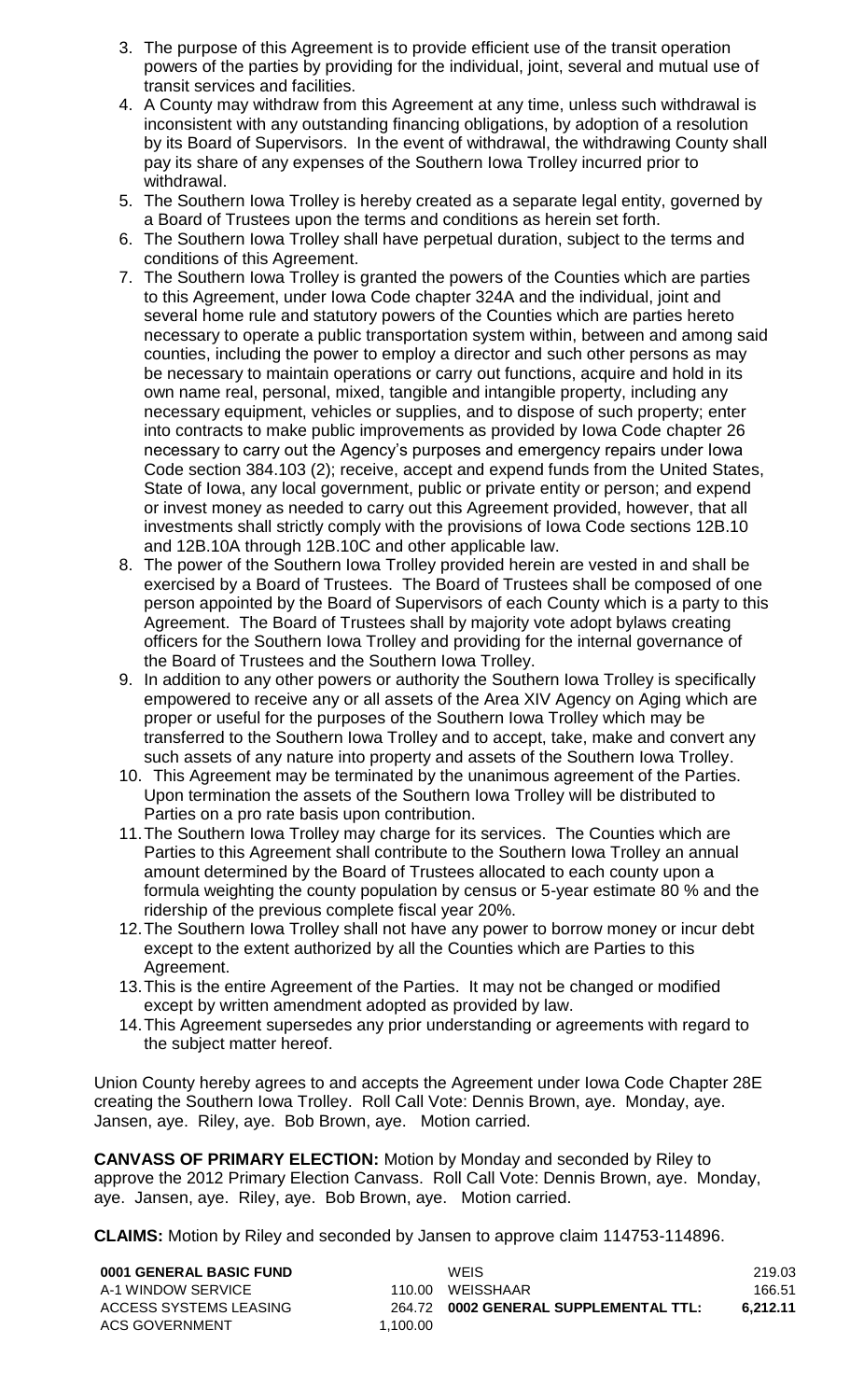3. The purpose of this Agreement is to provide efficient use of the transit operation powers of the parties by providing for the individual, joint, several and mutual use of transit services and facilities.
4. A County may withdraw from this Agreement at any time, unless such withdrawal is inconsistent with any outstanding financing obligations, by adoption of a resolution by its Board of Supervisors. In the event of withdrawal, the withdrawing County shall pay its share of any expenses of the Southern Iowa Trolley incurred prior to withdrawal.
5. The Southern Iowa Trolley is hereby created as a separate legal entity, governed by a Board of Trustees upon the terms and conditions as herein set forth.
6. The Southern Iowa Trolley shall have perpetual duration, subject to the terms and conditions of this Agreement.
7. The Southern Iowa Trolley is granted the powers of the Counties which are parties to this Agreement, under Iowa Code chapter 324A and the individual, joint and several home rule and statutory powers of the Counties which are parties hereto necessary to operate a public transportation system within, between and among said counties, including the power to employ a director and such other persons as may be necessary to maintain operations or carry out functions, acquire and hold in its own name real, personal, mixed, tangible and intangible property, including any necessary equipment, vehicles or supplies, and to dispose of such property; enter into contracts to make public improvements as provided by Iowa Code chapter 26 necessary to carry out the Agency's purposes and emergency repairs under Iowa Code section 384.103 (2); receive, accept and expend funds from the United States, State of Iowa, any local government, public or private entity or person; and expend or invest money as needed to carry out this Agreement provided, however, that all investments shall strictly comply with the provisions of Iowa Code sections 12B.10 and 12B.10A through 12B.10C and other applicable law.
8. The power of the Southern Iowa Trolley provided herein are vested in and shall be exercised by a Board of Trustees. The Board of Trustees shall be composed of one person appointed by the Board of Supervisors of each County which is a party to this Agreement. The Board of Trustees shall by majority vote adopt bylaws creating officers for the Southern Iowa Trolley and providing for the internal governance of the Board of Trustees and the Southern Iowa Trolley.
9. In addition to any other powers or authority the Southern Iowa Trolley is specifically empowered to receive any or all assets of the Area XIV Agency on Aging which are proper or useful for the purposes of the Southern Iowa Trolley which may be transferred to the Southern Iowa Trolley and to accept, take, make and convert any such assets of any nature into property and assets of the Southern Iowa Trolley.
10. This Agreement may be terminated by the unanimous agreement of the Parties. Upon termination the assets of the Southern Iowa Trolley will be distributed to Parties on a pro rate basis upon contribution.
11. The Southern Iowa Trolley may charge for its services. The Counties which are Parties to this Agreement shall contribute to the Southern Iowa Trolley an annual amount determined by the Board of Trustees allocated to each county upon a formula weighting the county population by census or 5-year estimate 80 % and the ridership of the previous complete fiscal year 20%.
12. The Southern Iowa Trolley shall not have any power to borrow money or incur debt except to the extent authorized by all the Counties which are Parties to this Agreement.
13. This is the entire Agreement of the Parties. It may not be changed or modified except by written amendment adopted as provided by law.
14. This Agreement supersedes any prior understanding or agreements with regard to the subject matter hereof.

Union County hereby agrees to and accepts the Agreement under Iowa Code Chapter 28E creating the Southern Iowa Trolley. Roll Call Vote: Dennis Brown, aye. Monday, aye. Jansen, aye. Riley, aye. Bob Brown, aye. Motion carried.

**CANVASS OF PRIMARY ELECTION:** Motion by Monday and seconded by Riley to approve the 2012 Primary Election Canvass. Roll Call Vote: Dennis Brown, aye. Monday, aye. Jansen, aye. Riley, aye. Bob Brown, aye. Motion carried.

**CLAIMS:** Motion by Riley and seconded by Jansen to approve claim 114753-114896.

| | |
|---|---|
| **0001 GENERAL BASIC FUND** | |
| A-1 WINDOW SERVICE | 110.00 |
| ACCESS SYSTEMS LEASING | 264.72 |
| ACS GOVERNMENT | 1,100.00 |

| | |
|---|---|
| WEIS | 219.03 |
| WEISSHAAR | 166.51 |
| **0002 GENERAL SUPPLEMENTAL TTL:** | **6,212.11** |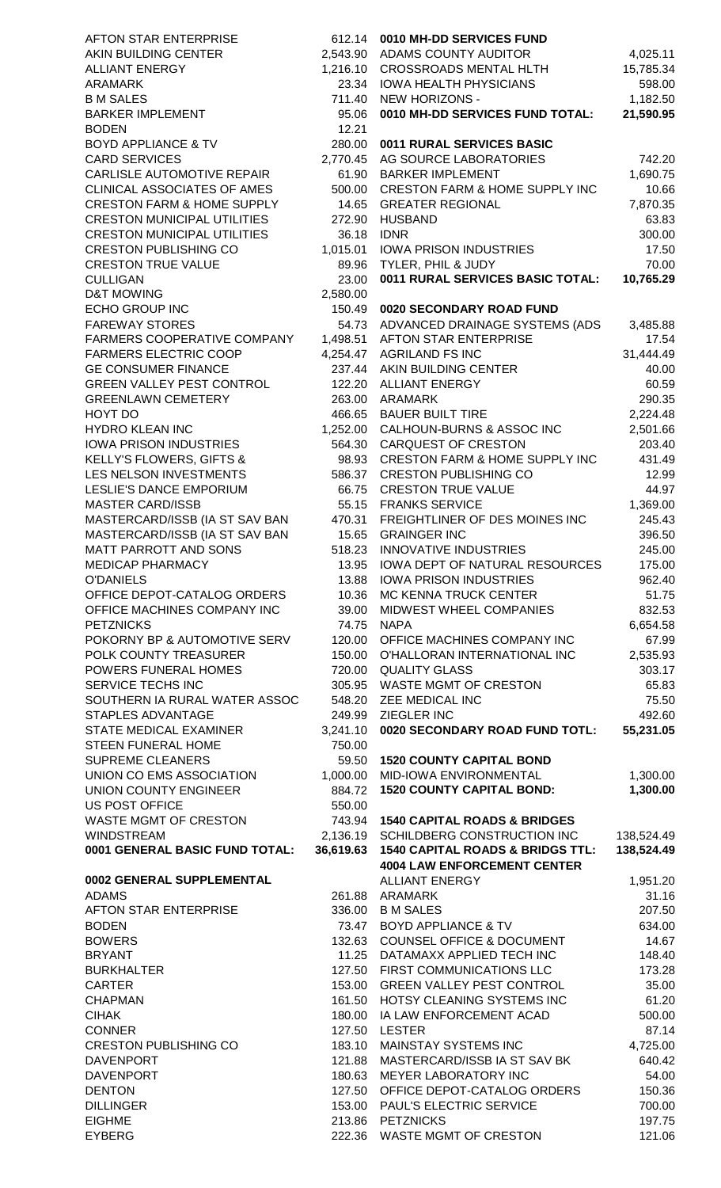| | |
|---|---|
| AFTON STAR ENTERPRISE | 612.14 |
| AKIN BUILDING CENTER | 2,543.90 |
| ALLIANT ENERGY | 1,216.10 |
| ARAMARK | 23.34 |
| B M SALES | 711.40 |
| BARKER IMPLEMENT | 95.06 |
| BODEN | 12.21 |
| BOYD APPLIANCE & TV | 280.00 |
| CARD SERVICES | 2,770.45 |
| CARLISLE AUTOMOTIVE REPAIR | 61.90 |
| CLINICAL ASSOCIATES OF AMES | 500.00 |
| CRESTON FARM & HOME SUPPLY | 14.65 |
| CRESTON MUNICIPAL UTILITIES | 272.90 |
| CRESTON MUNICIPAL UTILITIES | 36.18 |
| CRESTON PUBLISHING CO | 1,015.01 |
| CRESTON TRUE VALUE | 89.96 |
| CULLIGAN | 23.00 |
| D&T MOWING | 2,580.00 |
| ECHO GROUP INC | 150.49 |
| FAREWAY STORES | 54.73 |
| FARMERS COOPERATIVE COMPANY | 1,498.51 |
| FARMERS ELECTRIC COOP | 4,254.47 |
| GE CONSUMER FINANCE | 237.44 |
| GREEN VALLEY PEST CONTROL | 122.20 |
| GREENLAWN CEMETERY | 263.00 |
| HOYT DO | 466.65 |
| HYDRO KLEAN INC | 1,252.00 |
| IOWA PRISON INDUSTRIES | 564.30 |
| KELLY'S FLOWERS, GIFTS & | 98.93 |
| LES NELSON INVESTMENTS | 586.37 |
| LESLIE'S DANCE EMPORIUM | 66.75 |
| MASTER CARD/ISSB | 55.15 |
| MASTERCARD/ISSB (IA ST SAV BAN | 470.31 |
| MASTERCARD/ISSB (IA ST SAV BAN | 15.65 |
| MATT PARROTT AND SONS | 518.23 |
| MEDICAP PHARMACY | 13.95 |
| O'DANIELS | 13.88 |
| OFFICE DEPOT-CATALOG ORDERS | 10.36 |
| OFFICE MACHINES COMPANY INC | 39.00 |
| PETZNICKS | 74.75 |
| POKORNY BP & AUTOMOTIVE SERV | 120.00 |
| POLK COUNTY TREASURER | 150.00 |
| POWERS FUNERAL HOMES | 720.00 |
| SERVICE TECHS INC | 305.95 |
| SOUTHERN IA RURAL WATER ASSOC | 548.20 |
| STAPLES ADVANTAGE | 249.99 |
| STATE MEDICAL EXAMINER | 3,241.10 |
| STEEN FUNERAL HOME | 750.00 |
| SUPREME CLEANERS | 59.50 |
| UNION CO EMS ASSOCIATION | 1,000.00 |
| UNION COUNTY ENGINEER | 884.72 |
| US POST OFFICE | 550.00 |
| WASTE MGMT OF CRESTON | 743.94 |
| WINDSTREAM | 2,136.19 |
| **0001 GENERAL BASIC FUND TOTAL:** | **36,619.63** |

**0002 GENERAL SUPPLEMENTAL**

| | |
|---|---|
| ADAMS | 261.88 |
| AFTON STAR ENTERPRISE | 336.00 |
| BODEN | 73.47 |
| BOWERS | 132.63 |
| BRYANT | 11.25 |
| BURKHALTER | 127.50 |
| CARTER | 153.00 |
| CHAPMAN | 161.50 |
| CIHAK | 180.00 |
| CONNER | 127.50 |
| CRESTON PUBLISHING CO | 183.10 |
| DAVENPORT | 121.88 |
| DAVENPORT | 180.63 |
| DENTON | 127.50 |
| DILLINGER | 153.00 |
| EIGHME | 213.86 |
| EYBERG | 222.36 |

**0010 MH-DD SERVICES FUND**

| | |
|---|---|
| ADAMS COUNTY AUDITOR | 4,025.11 |
| CROSSROADS MENTAL HLTH | 15,785.34 |
| IOWA HEALTH PHYSICIANS | 598.00 |
| NEW HORIZONS - | 1,182.50 |
| **0010 MH-DD SERVICES FUND TOTAL:** | **21,590.95** |

**0011 RURAL SERVICES BASIC**

| | |
|---|---|
| AG SOURCE LABORATORIES | 742.20 |
| BARKER IMPLEMENT | 1,690.75 |
| CRESTON FARM & HOME SUPPLY INC | 10.66 |
| GREATER REGIONAL | 7,870.35 |
| HUSBAND | 63.83 |
| IDNR | 300.00 |
| IOWA PRISON INDUSTRIES | 17.50 |
| TYLER, PHIL & JUDY | 70.00 |
| **0011 RURAL SERVICES BASIC TOTAL:** | **10,765.29** |

**0020 SECONDARY ROAD FUND**

| | |
|---|---|
| ADVANCED DRAINAGE SYSTEMS (ADS | 3,485.88 |
| AFTON STAR ENTERPRISE | 17.54 |
| AGRILAND FS INC | 31,444.49 |
| AKIN BUILDING CENTER | 40.00 |
| ALLIANT ENERGY | 60.59 |
| ARAMARK | 290.35 |
| BAUER BUILT TIRE | 2,224.48 |
| CALHOUN-BURNS & ASSOC INC | 2,501.66 |
| CARQUEST OF CRESTON | 203.40 |
| CRESTON FARM & HOME SUPPLY INC | 431.49 |
| CRESTON PUBLISHING CO | 12.99 |
| CRESTON TRUE VALUE | 44.97 |
| FRANKS SERVICE | 1,369.00 |
| FREIGHTLINER OF DES MOINES INC | 245.43 |
| GRAINGER INC | 396.50 |
| INNOVATIVE INDUSTRIES | 245.00 |
| IOWA DEPT OF NATURAL RESOURCES | 175.00 |
| IOWA PRISON INDUSTRIES | 962.40 |
| MC KENNA TRUCK CENTER | 51.75 |
| MIDWEST WHEEL COMPANIES | 832.53 |
| NAPA | 6,654.58 |
| OFFICE MACHINES COMPANY INC | 67.99 |
| O'HALLORAN INTERNATIONAL INC | 2,535.93 |
| QUALITY GLASS | 303.17 |
| WASTE MGMT OF CRESTON | 65.83 |
| ZEE MEDICAL INC | 75.50 |
| ZIEGLER INC | 492.60 |
| **0020 SECONDARY ROAD FUND TOTL:** | **55,231.05** |

**1520 COUNTY CAPITAL BOND**

| | |
|---|---|
| MID-IOWA ENVIRONMENTAL | 1,300.00 |
| **1520 COUNTY CAPITAL BOND:** | **1,300.00** |

**1540 CAPITAL ROADS & BRIDGES**

| | |
|---|---|
| SCHILDBERG CONSTRUCTION INC | 138,524.49 |
| **1540 CAPITAL ROADS & BRIDGS TTL:** | **138,524.49** |

**4004 LAW ENFORCEMENT CENTER**

| | |
|---|---|
| ALLIANT ENERGY | 1,951.20 |
| ARAMARK | 31.16 |
| B M SALES | 207.50 |
| BOYD APPLIANCE & TV | 634.00 |
| COUNSEL OFFICE & DOCUMENT | 14.67 |
| DATAMAXX APPLIED TECH INC | 148.40 |
| FIRST COMMUNICATIONS LLC | 173.28 |
| GREEN VALLEY PEST CONTROL | 35.00 |
| HOTSY CLEANING SYSTEMS INC | 61.20 |
| IA LAW ENFORCEMENT ACAD | 500.00 |
| LESTER | 87.14 |
| MAINSTAY SYSTEMS INC | 4,725.00 |
| MASTERCARD/ISSB IA ST SAV BK | 640.42 |
| MEYER LABORATORY INC | 54.00 |
| OFFICE DEPOT-CATALOG ORDERS | 150.36 |
| PAUL'S ELECTRIC SERVICE | 700.00 |
| PETZNICKS | 197.75 |
| WASTE MGMT OF CRESTON | 121.06 |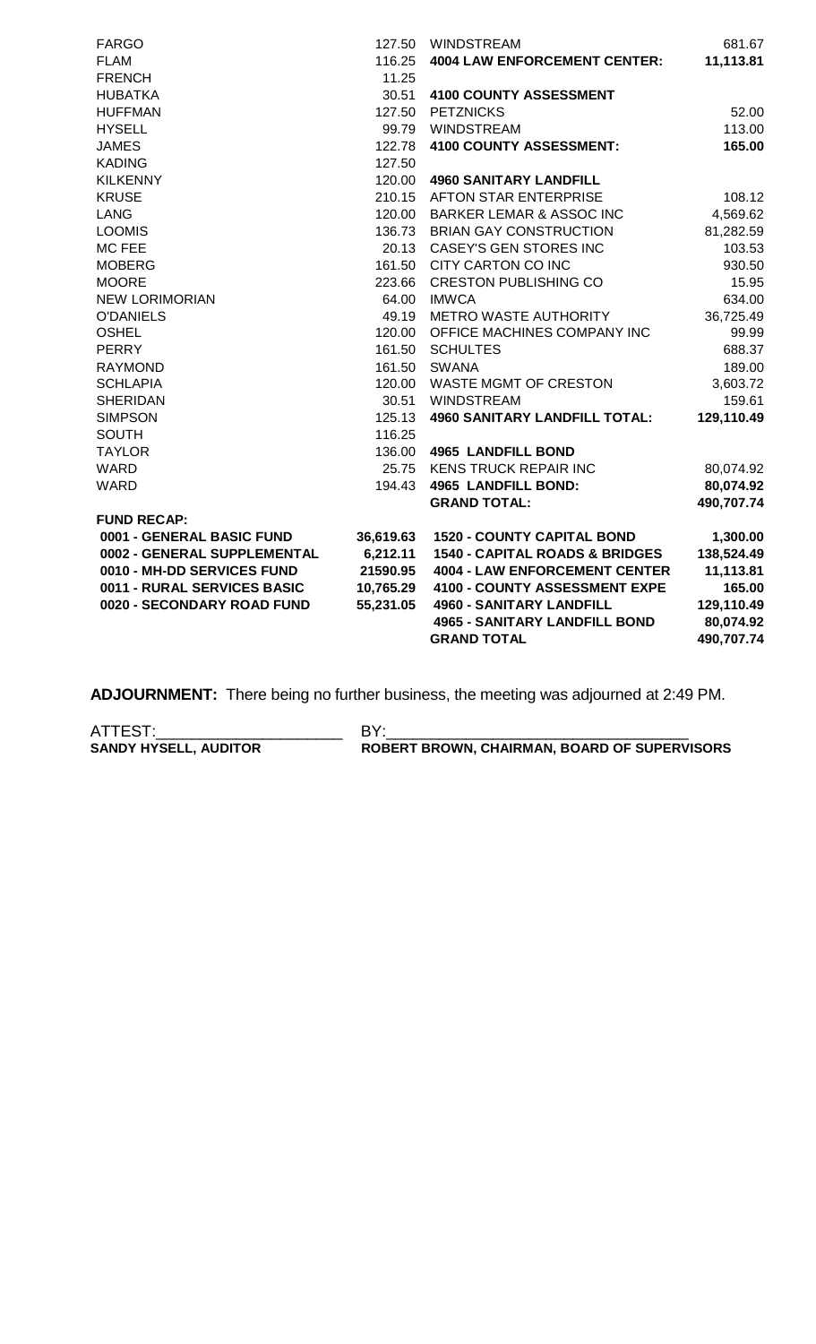| | | | |
|---|---|---|---|
| FARGO | 127.50 | WINDSTREAM | 681.67 |
| FLAM | 116.25 | **4004 LAW ENFORCEMENT CENTER:** | **11,113.81** |
| FRENCH | 11.25 | | |
| HUBATKA | 30.51 | **4100 COUNTY ASSESSMENT** | |
| HUFFMAN | 127.50 | PETZNICKS | 52.00 |
| HYSELL | 99.79 | WINDSTREAM | 113.00 |
| JAMES | 122.78 | **4100 COUNTY ASSESSMENT:** | **165.00** |
| KADING | 127.50 | | |
| KILKENNY | 120.00 | **4960 SANITARY LANDFILL** | |
| KRUSE | 210.15 | AFTON STAR ENTERPRISE | 108.12 |
| LANG | 120.00 | BARKER LEMAR & ASSOC INC | 4,569.62 |
| LOOMIS | 136.73 | BRIAN GAY CONSTRUCTION | 81,282.59 |
| MC FEE | 20.13 | CASEY'S GEN STORES INC | 103.53 |
| MOBERG | 161.50 | CITY CARTON CO INC | 930.50 |
| MOORE | 223.66 | CRESTON PUBLISHING CO | 15.95 |
| NEW LORIMORIAN | 64.00 | IMWCA | 634.00 |
| O'DANIELS | 49.19 | METRO WASTE AUTHORITY | 36,725.49 |
| OSHEL | 120.00 | OFFICE MACHINES COMPANY INC | 99.99 |
| PERRY | 161.50 | SCHULTES | 688.37 |
| RAYMOND | 161.50 | SWANA | 189.00 |
| SCHLAPIA | 120.00 | WASTE MGMT OF CRESTON | 3,603.72 |
| SHERIDAN | 30.51 | WINDSTREAM | 159.61 |
| SIMPSON | 125.13 | **4960 SANITARY LANDFILL TOTAL:** | **129,110.49** |
| SOUTH | 116.25 | | |
| TAYLOR | 136.00 | **4965 LANDFILL BOND** | |
| WARD | 25.75 | KENS TRUCK REPAIR INC | 80,074.92 |
| WARD | 194.43 | **4965 LANDFILL BOND:** | **80,074.92** |
| | | **GRAND TOTAL:** | **490,707.74** |

**FUND RECAP:**

| | | | |
|---|---|---|---|
| **0001 - GENERAL BASIC FUND** | **36,619.63** | **1520 - COUNTY CAPITAL BOND** | **1,300.00** |
| **0002 - GENERAL SUPPLEMENTAL** | **6,212.11** | **1540 - CAPITAL ROADS & BRIDGES** | **138,524.49** |
| **0010 - MH-DD SERVICES FUND** | **21590.95** | **4004 - LAW ENFORCEMENT CENTER** | **11,113.81** |
| **0011 - RURAL SERVICES BASIC** | **10,765.29** | **4100 - COUNTY ASSESSMENT EXPE** | **165.00** |
| **0020 - SECONDARY ROAD FUND** | **55,231.05** | **4960 - SANITARY LANDFILL** | **129,110.49** |
| | | **4965 - SANITARY LANDFILL BOND** | **80,074.92** |
| | | **GRAND TOTAL** | **490,707.74** |

**ADJOURNMENT:** There being no further business, the meeting was adjourned at 2:49 PM.

ATTEST:_____________________ BY:__________________________________

**SANDY HYSELL, AUDITOR** **ROBERT BROWN, CHAIRMAN, BOARD OF SUPERVISORS**